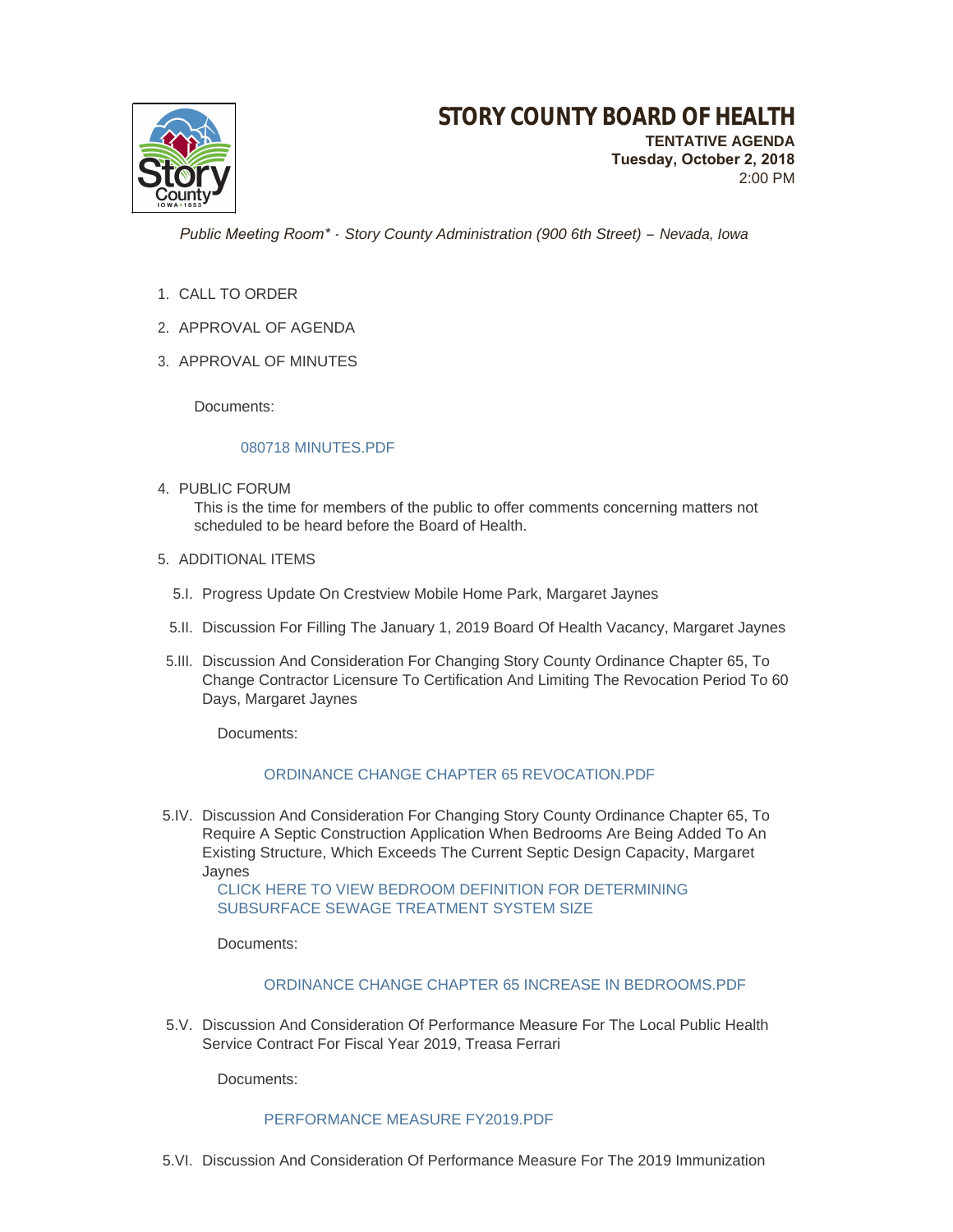# STORY COUNTY BOARD OF HEALTH

**TENTATIVE AGENDA**
**Tuesday, October 2, 2018**
2:00 PM

*Public Meeting Room\* - Story County Administration (900 6th Street) – Nevada, Iowa*

1. CALL TO ORDER
2. APPROVAL OF AGENDA
3. APPROVAL OF MINUTES

   Documents:

   080718 MINUTES.PDF

4. PUBLIC FORUM
   This is the time for members of the public to offer comments concerning matters not scheduled to be heard before the Board of Health.

5. ADDITIONAL ITEMS

   5.I. Progress Update On Crestview Mobile Home Park, Margaret Jaynes

   5.II. Discussion For Filling The January 1, 2019 Board Of Health Vacancy, Margaret Jaynes

   5.III. Discussion And Consideration For Changing Story County Ordinance Chapter 65, To Change Contractor Licensure To Certification And Limiting The Revocation Period To 60 Days, Margaret Jaynes

   Documents:

   ORDINANCE CHANGE CHAPTER 65 REVOCATION.PDF

   5.IV. Discussion And Consideration For Changing Story County Ordinance Chapter 65, To Require A Septic Construction Application When Bedrooms Are Being Added To An Existing Structure, Which Exceeds The Current Septic Design Capacity, Margaret Jaynes
   CLICK HERE TO VIEW BEDROOM DEFINITION FOR DETERMINING SUBSURFACE SEWAGE TREATMENT SYSTEM SIZE

   Documents:

   ORDINANCE CHANGE CHAPTER 65 INCREASE IN BEDROOMS.PDF

   5.V. Discussion And Consideration Of Performance Measure For The Local Public Health Service Contract For Fiscal Year 2019, Treasa Ferrari

   Documents:

   PERFORMANCE MEASURE FY2019.PDF

   5.VI. Discussion And Consideration Of Performance Measure For The 2019 Immunization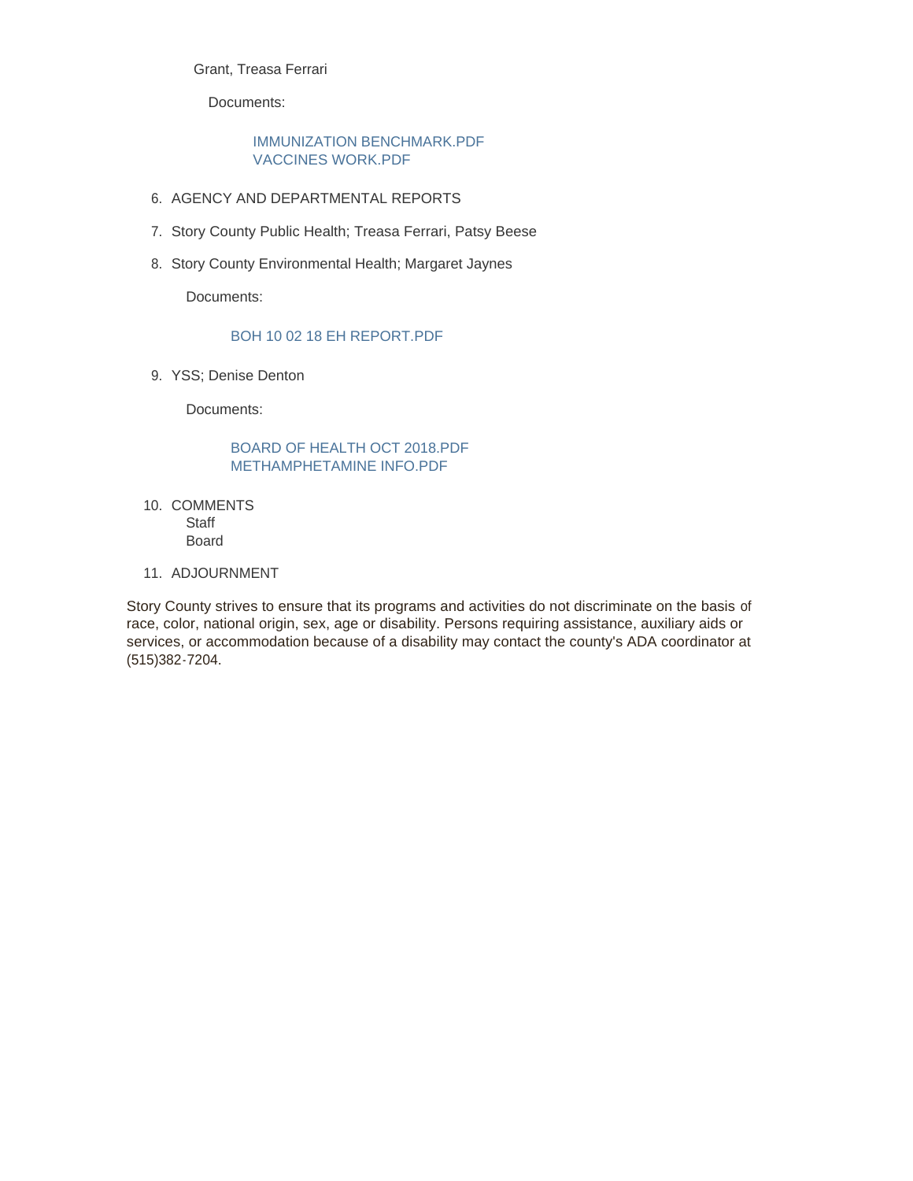Grant, Treasa Ferrari

Documents:

IMMUNIZATION BENCHMARK.PDF
VACCINES WORK.PDF

6. AGENCY AND DEPARTMENTAL REPORTS

7. Story County Public Health; Treasa Ferrari, Patsy Beese

8. Story County Environmental Health; Margaret Jaynes

   Documents:

   BOH 10 02 18 EH REPORT.PDF

9. YSS; Denise Denton

   Documents:

   BOARD OF HEALTH OCT 2018.PDF
   METHAMPHETAMINE INFO.PDF

10. COMMENTS
    Staff
    Board

11. ADJOURNMENT

Story County strives to ensure that its programs and activities do not discriminate on the basis of race, color, national origin, sex, age or disability. Persons requiring assistance, auxiliary aids or services, or accommodation because of a disability may contact the county's ADA coordinator at (515)382-7204.